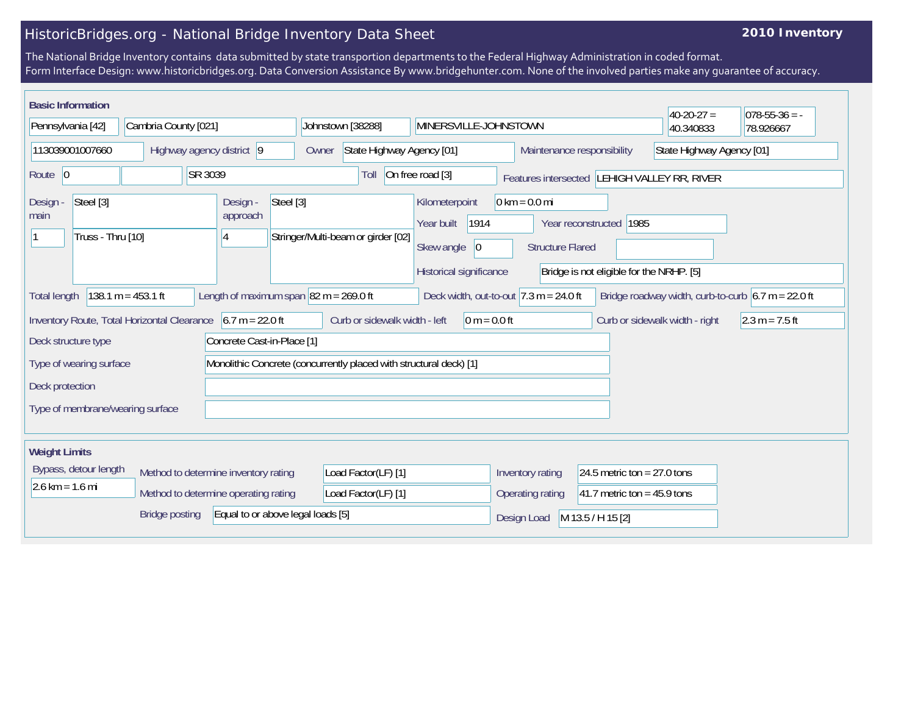# HistoricBridges.org - National Bridge Inventory Data Sheet

**2010 Inventory**

The National Bridge Inventory contains data submitted by state transportion departments to the Federal Highway Administration in coded format.
Form Interface Design: www.historicbridges.org. Data Conversion Assistance By www.bridgehunter.com. None of the involved parties make any guarantee of accuracy.

## Basic Information

| Field | Value |
|---|---|
| State | Pennsylvania [42] |
| County | Cambria County [021] |
| Place | Johnstown [38288] |
| Location | MINERSVILLE-JOHNSTOWN |
| Latitude | 40-20-27 = 40.340833 |
| Longitude | 078-55-36 = -78.926667 |
| Structure number | 113039001007660 |
| Highway agency district | 9 |
| Owner | State Highway Agency [01] |
| Maintenance responsibility | State Highway Agency [01] |
| Route | 0 |
| Facility | SR 3039 |
| Toll | On free road [3] |
| Features intersected | LEHIGH VALLEY RR, RIVER |
| Design - main | Steel [3] |
| Main spans | 1 |
| Main type | Truss - Thru [10] |
| Design - approach | Steel [3] |
| Approach spans | 4 |
| Approach type | Stringer/Multi-beam or girder [02] |
| Kilometerpoint | 0 km = 0.0 mi |
| Year built | 1914 |
| Year reconstructed | 1985 |
| Skew angle | 0 |
| Structure Flared | |
| Historical significance | Bridge is not eligible for the NRHP. [5] |
| Total length | 138.1 m = 453.1 ft |
| Length of maximum span | 82 m = 269.0 ft |
| Deck width, out-to-out | 7.3 m = 24.0 ft |
| Bridge roadway width, curb-to-curb | 6.7 m = 22.0 ft |
| Inventory Route, Total Horizontal Clearance | 6.7 m = 22.0 ft |
| Curb or sidewalk width - left | 0 m = 0.0 ft |
| Curb or sidewalk width - right | 2.3 m = 7.5 ft |
| Deck structure type | Concrete Cast-in-Place [1] |
| Type of wearing surface | Monolithic Concrete (concurrently placed with structural deck) [1] |
| Deck protection | |
| Type of membrane/wearing surface | |

## Weight Limits

| Field | Value |
|---|---|
| Bypass, detour length | 2.6 km = 1.6 mi |
| Method to determine inventory rating | Load Factor(LF) [1] |
| Method to determine operating rating | Load Factor(LF) [1] |
| Bridge posting | Equal to or above legal loads [5] |
| Inventory rating | 24.5 metric ton = 27.0 tons |
| Operating rating | 41.7 metric ton = 45.9 tons |
| Design Load | M 13.5 / H 15 [2] |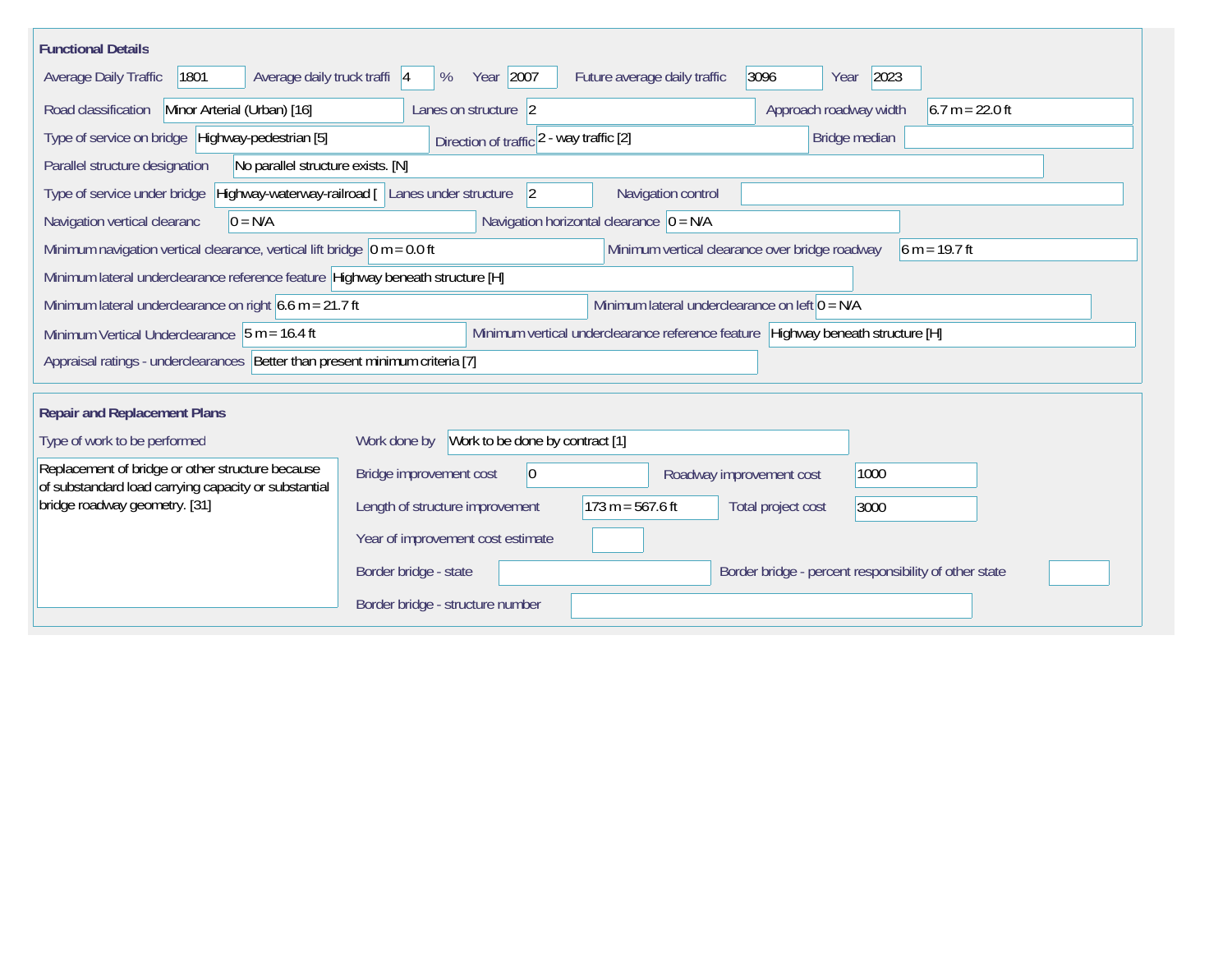## Functional Details

| Field | Value |
|---|---|
| Average Daily Traffic | 1801 |
| Average daily truck traffi | 4 % |
| Year | 2007 |
| Future average daily traffic | 3096 |
| Year | 2023 |
| Road classification | Minor Arterial (Urban) [16] |
| Lanes on structure | 2 |
| Approach roadway width | 6.7 m = 22.0 ft |
| Type of service on bridge | Highway-pedestrian [5] |
| Direction of traffic | 2 - way traffic [2] |
| Bridge median | |
| Parallel structure designation | No parallel structure exists. [N] |
| Type of service under bridge | Highway-waterway-railroad [ |
| Lanes under structure | 2 |
| Navigation control | |
| Navigation vertical clearanc | 0 = N/A |
| Navigation horizontal clearance | 0 = N/A |
| Minimum navigation vertical clearance, vertical lift bridge | 0 m = 0.0 ft |
| Minimum vertical clearance over bridge roadway | 6 m = 19.7 ft |
| Minimum lateral underclearance reference feature | Highway beneath structure [H] |
| Minimum lateral underclearance on right | 6.6 m = 21.7 ft |
| Minimum lateral underclearance on left | 0 = N/A |
| Minimum Vertical Underclearance | 5 m = 16.4 ft |
| Minimum vertical underclearance reference feature | Highway beneath structure [H] |
| Appraisal ratings - underclearances | Better than present minimum criteria [7] |

## Repair and Replacement Plans

| Field | Value |
|---|---|
| Type of work to be performed | Replacement of bridge or other structure because of substandard load carrying capacity or substantial bridge roadway geometry. [31] |
| Work done by | Work to be done by contract [1] |
| Bridge improvement cost | 0 |
| Roadway improvement cost | 1000 |
| Length of structure improvement | 173 m = 567.6 ft |
| Total project cost | 3000 |
| Year of improvement cost estimate | |
| Border bridge - state | |
| Border bridge - percent responsibility of other state | |
| Border bridge - structure number | |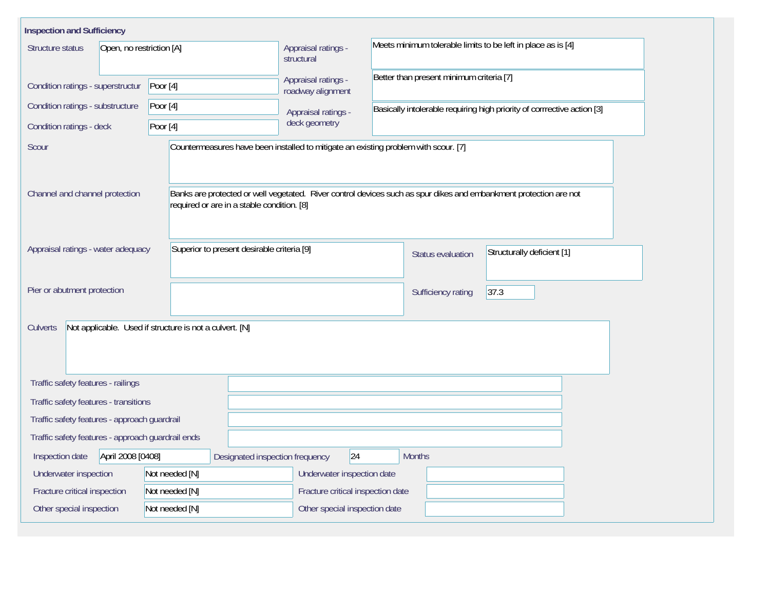## Inspection and Sufficiency

| Field | Value |
|---|---|
| Structure status | Open, no restriction [A] |
| Appraisal ratings - structural | Meets minimum tolerable limits to be left in place as is [4] |
| Condition ratings - superstructur | Poor [4] |
| Appraisal ratings - roadway alignment | Better than present minimum criteria [7] |
| Condition ratings - substructure | Poor [4] |
| Appraisal ratings - deck geometry | Basically intolerable requiring high priority of corrrective action [3] |
| Condition ratings - deck | Poor [4] |
| Scour | Countermeasures have been installed to mitigate an existing problem with scour. [7] |
| Channel and channel protection | Banks are protected or well vegetated.  River control devices such as spur dikes and embankment protection are not required or are in a stable condition. [8] |
| Appraisal ratings - water adequacy | Superior to present desirable criteria [9] |
| Status evaluation | Structurally deficient [1] |
| Pier or abutment protection | |
| Sufficiency rating | 37.3 |
| Culverts | Not applicable.  Used if structure is not a culvert. [N] |
| Traffic safety features - railings | |
| Traffic safety features - transitions | |
| Traffic safety features - approach guardrail | |
| Traffic safety features - approach guardrail ends | |
| Inspection date | April 2008 [0408] |
| Designated inspection frequency | 24 Months |
| Underwater inspection | Not needed [N] |
| Underwater inspection date | |
| Fracture critical inspection | Not needed [N] |
| Fracture critical inspection date | |
| Other special inspection | Not needed [N] |
| Other special inspection date | |